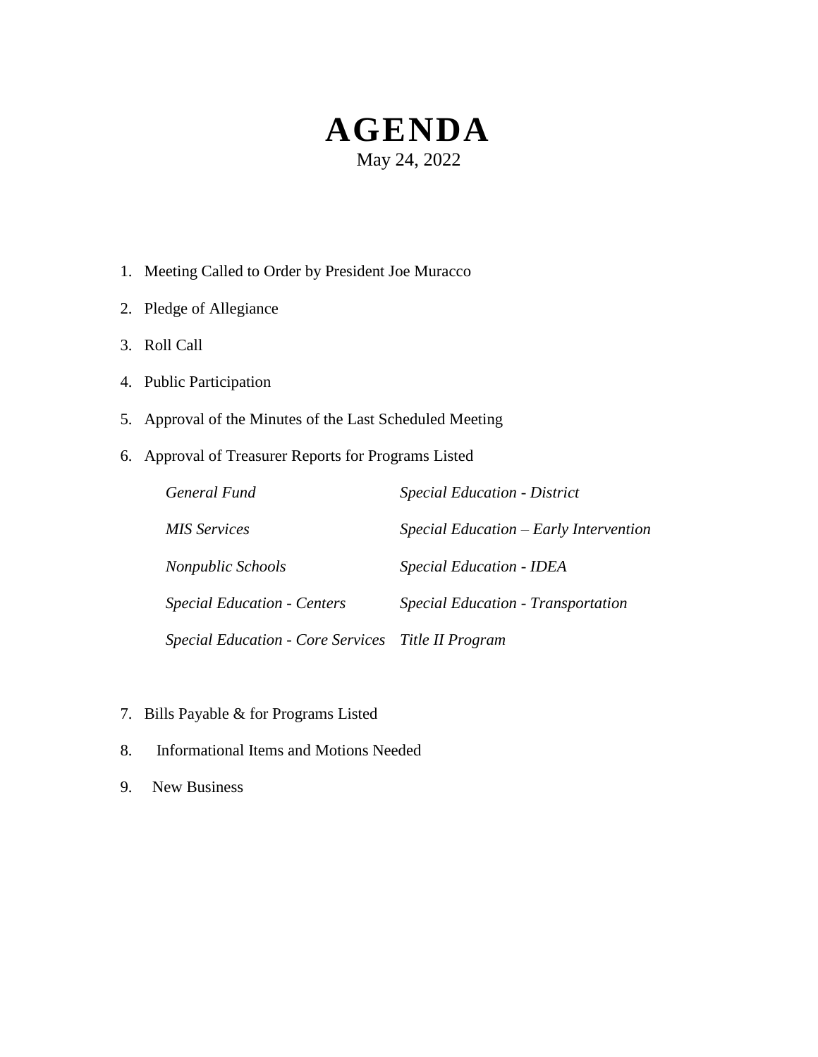# AGENDA

May 24, 2022

1. Meeting Called to Order by President Joe Muracco
2. Pledge of Allegiance
3. Roll Call
4. Public Participation
5. Approval of the Minutes of the Last Scheduled Meeting
6. Approval of Treasurer Reports for Programs Listed

   | | |
   |---|---|
   | *General Fund* | *Special Education - District* |
   | *MIS Services* | *Special Education – Early Intervention* |
   | *Nonpublic Schools* | *Special Education - IDEA* |
   | *Special Education - Centers* | *Special Education - Transportation* |
   | *Special Education - Core Services* | *Title II Program* |

7. Bills Payable & for Programs Listed
8. Informational Items and Motions Needed
9. New Business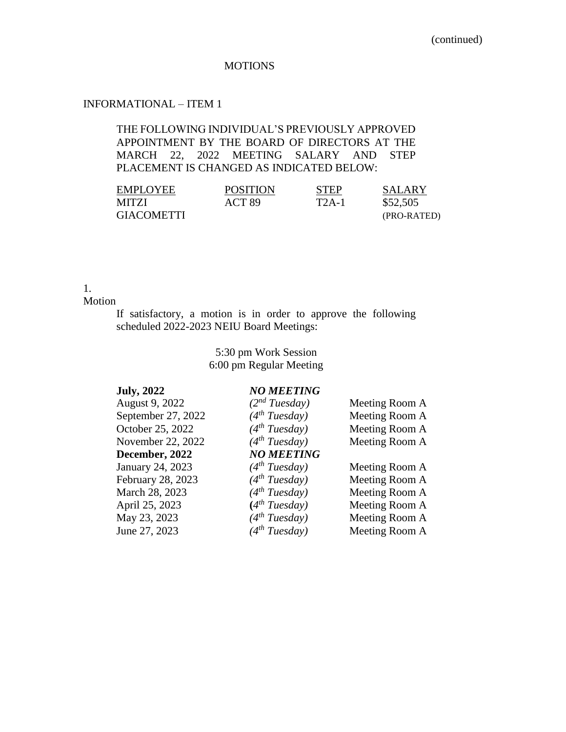(continued)

MOTIONS

INFORMATIONAL – ITEM 1

THE FOLLOWING INDIVIDUAL'S PREVIOUSLY APPROVED APPOINTMENT BY THE BOARD OF DIRECTORS AT THE MARCH 22, 2022 MEETING SALARY AND STEP PLACEMENT IS CHANGED AS INDICATED BELOW:

| EMPLOYEE | POSITION | STEP | SALARY |
|---|---|---|---|
| MITZI GIACOMETTI | ACT 89 | T2A-1 | $52,505 (PRO-RATED) |

1. Motion

If satisfactory, a motion is in order to approve the following scheduled 2022-2023 NEIU Board Meetings:

5:30 pm Work Session
6:00 pm Regular Meeting

| | | |
|---|---|---|
| **July, 2022** | ***NO MEETING*** | |
| August 9, 2022 | *(2nd Tuesday)* | Meeting Room A |
| September 27, 2022 | *(4th Tuesday)* | Meeting Room A |
| October 25, 2022 | *(4th Tuesday)* | Meeting Room A |
| November 22, 2022 | *(4th Tuesday)* | Meeting Room A |
| **December, 2022** | ***NO MEETING*** | |
| January 24, 2023 | *(4th Tuesday)* | Meeting Room A |
| February 28, 2023 | *(4th Tuesday)* | Meeting Room A |
| March 28, 2023 | *(4th Tuesday)* | Meeting Room A |
| April 25, 2023 | *(4th Tuesday)* | Meeting Room A |
| May 23, 2023 | *(4th Tuesday)* | Meeting Room A |
| June 27, 2023 | *(4th Tuesday)* | Meeting Room A |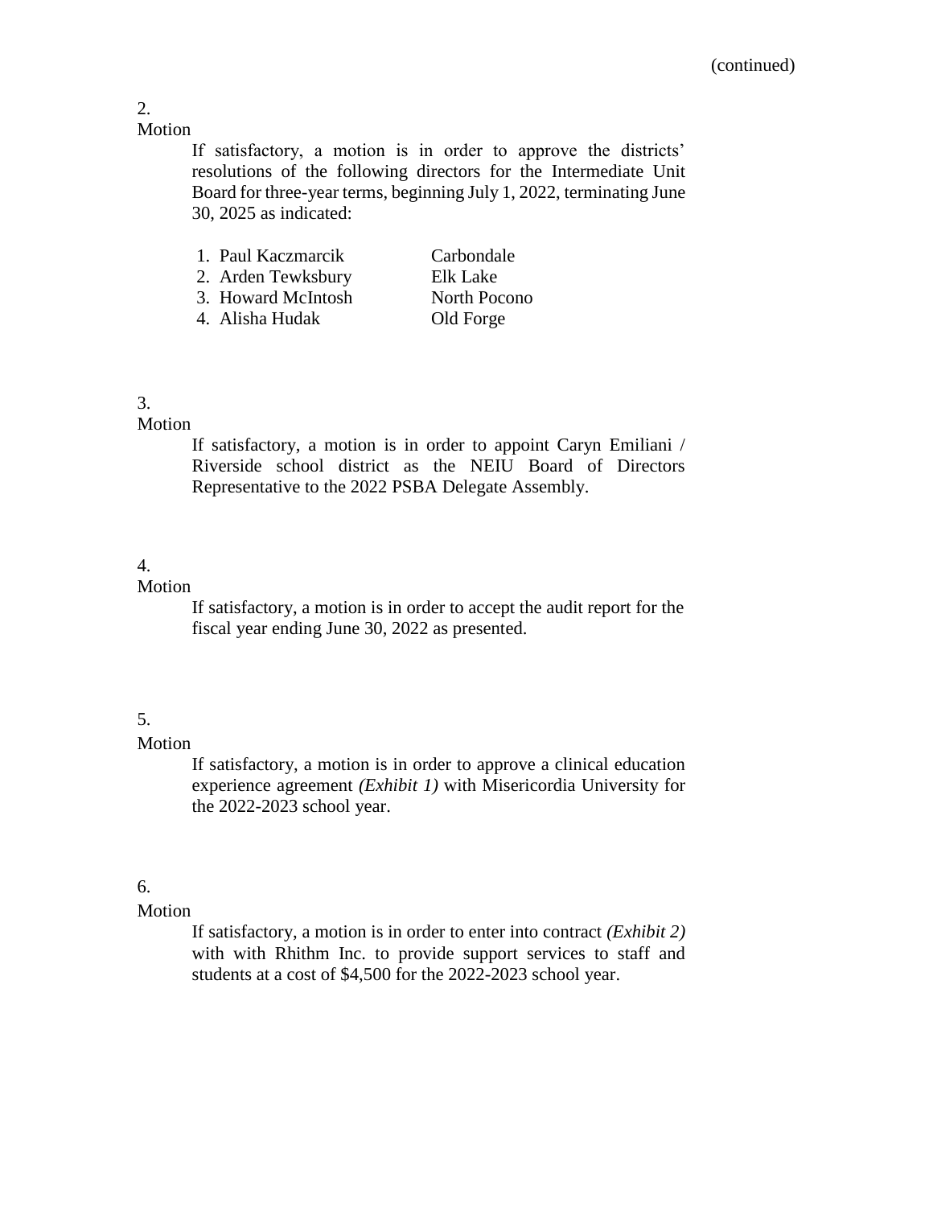(continued)

2.

Motion

If satisfactory, a motion is in order to approve the districts' resolutions of the following directors for the Intermediate Unit Board for three-year terms, beginning July 1, 2022, terminating June 30, 2025 as indicated:

| | |
|---|---|
| 1. Paul Kaczmarcik | Carbondale |
| 2. Arden Tewksbury | Elk Lake |
| 3. Howard McIntosh | North Pocono |
| 4. Alisha Hudak | Old Forge |

3.

Motion

If satisfactory, a motion is in order to appoint Caryn Emiliani / Riverside school district as the NEIU Board of Directors Representative to the 2022 PSBA Delegate Assembly.

4.

Motion

If satisfactory, a motion is in order to accept the audit report for the fiscal year ending June 30, 2022 as presented.

5.

Motion

If satisfactory, a motion is in order to approve a clinical education experience agreement *(Exhibit 1)* with Misericordia University for the 2022-2023 school year.

6.

Motion

If satisfactory, a motion is in order to enter into contract *(Exhibit 2)* with with Rhithm Inc. to provide support services to staff and students at a cost of $4,500 for the 2022-2023 school year.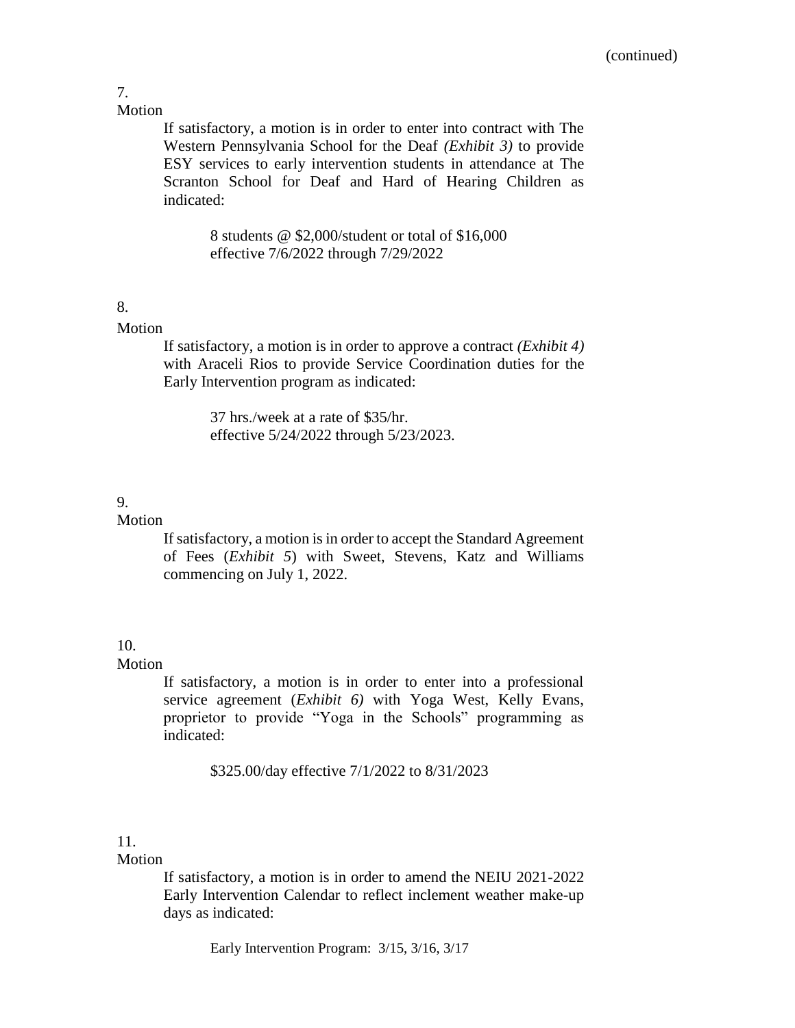(continued)

7.
Motion

If satisfactory, a motion is in order to enter into contract with The Western Pennsylvania School for the Deaf *(Exhibit 3)* to provide ESY services to early intervention students in attendance at The Scranton School for Deaf and Hard of Hearing Children as indicated:

8 students @ $2,000/student or total of $16,000
effective 7/6/2022 through 7/29/2022

8.
Motion

If satisfactory, a motion is in order to approve a contract *(Exhibit 4)* with Araceli Rios to provide Service Coordination duties for the Early Intervention program as indicated:

37 hrs./week at a rate of $35/hr.
effective 5/24/2022 through 5/23/2023.

9.
Motion

If satisfactory, a motion is in order to accept the Standard Agreement of Fees (*Exhibit 5*) with Sweet, Stevens, Katz and Williams commencing on July 1, 2022.

10.
Motion

If satisfactory, a motion is in order to enter into a professional service agreement (*Exhibit 6)* with Yoga West, Kelly Evans, proprietor to provide "Yoga in the Schools" programming as indicated:

$325.00/day effective 7/1/2022 to 8/31/2023

11.
Motion

If satisfactory, a motion is in order to amend the NEIU 2021-2022 Early Intervention Calendar to reflect inclement weather make-up days as indicated:

Early Intervention Program: 3/15, 3/16, 3/17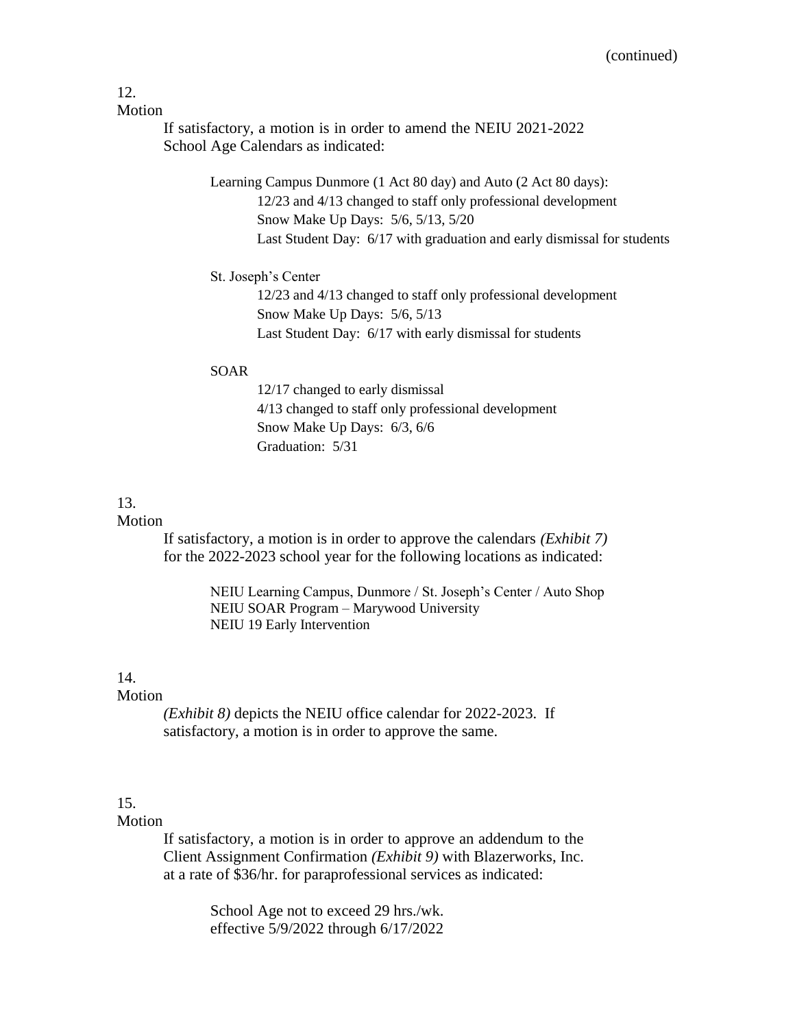(continued)

12.
Motion

If satisfactory, a motion is in order to amend the NEIU 2021-2022 School Age Calendars as indicated:

Learning Campus Dunmore (1 Act 80 day) and Auto (2 Act 80 days):
12/23 and 4/13 changed to staff only professional development
Snow Make Up Days: 5/6, 5/13, 5/20
Last Student Day: 6/17 with graduation and early dismissal for students

St. Joseph's Center
12/23 and 4/13 changed to staff only professional development
Snow Make Up Days: 5/6, 5/13
Last Student Day: 6/17 with early dismissal for students

SOAR
12/17 changed to early dismissal
4/13 changed to staff only professional development
Snow Make Up Days: 6/3, 6/6
Graduation: 5/31

13.
Motion

If satisfactory, a motion is in order to approve the calendars *(Exhibit 7)* for the 2022-2023 school year for the following locations as indicated:

NEIU Learning Campus, Dunmore / St. Joseph's Center / Auto Shop
NEIU SOAR Program – Marywood University
NEIU 19 Early Intervention

14.
Motion

*(Exhibit 8)* depicts the NEIU office calendar for 2022-2023. If satisfactory, a motion is in order to approve the same.

15.
Motion

If satisfactory, a motion is in order to approve an addendum to the Client Assignment Confirmation *(Exhibit 9)* with Blazerworks, Inc. at a rate of $36/hr. for paraprofessional services as indicated:

School Age not to exceed 29 hrs./wk.
effective 5/9/2022 through 6/17/2022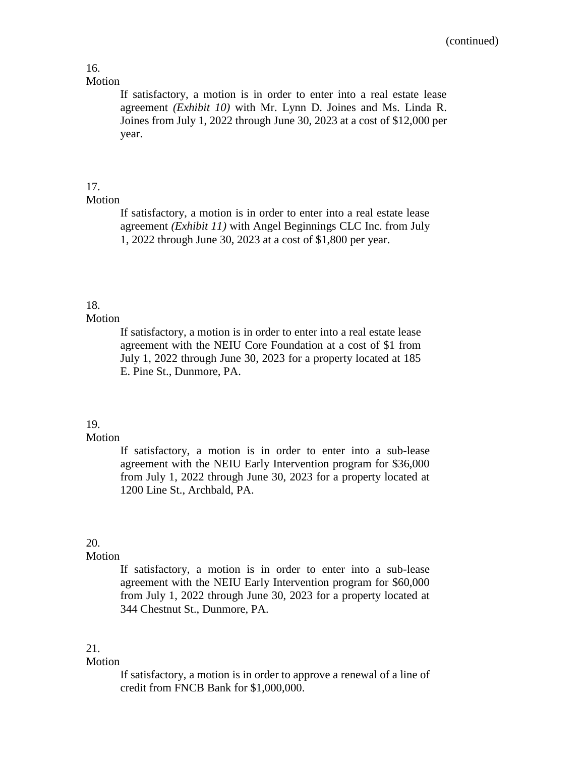(continued)

16.
Motion

If satisfactory, a motion is in order to enter into a real estate lease agreement *(Exhibit 10)* with Mr. Lynn D. Joines and Ms. Linda R. Joines from July 1, 2022 through June 30, 2023 at a cost of $12,000 per year.

17.
Motion

If satisfactory, a motion is in order to enter into a real estate lease agreement *(Exhibit 11)* with Angel Beginnings CLC Inc. from July 1, 2022 through June 30, 2023 at a cost of $1,800 per year.

18.
Motion

If satisfactory, a motion is in order to enter into a real estate lease agreement with the NEIU Core Foundation at a cost of $1 from July 1, 2022 through June 30, 2023 for a property located at 185 E. Pine St., Dunmore, PA.

19.
Motion

If satisfactory, a motion is in order to enter into a sub-lease agreement with the NEIU Early Intervention program for $36,000 from July 1, 2022 through June 30, 2023 for a property located at 1200 Line St., Archbald, PA.

20.
Motion

If satisfactory, a motion is in order to enter into a sub-lease agreement with the NEIU Early Intervention program for $60,000 from July 1, 2022 through June 30, 2023 for a property located at 344 Chestnut St., Dunmore, PA.

21.
Motion

If satisfactory, a motion is in order to approve a renewal of a line of credit from FNCB Bank for $1,000,000.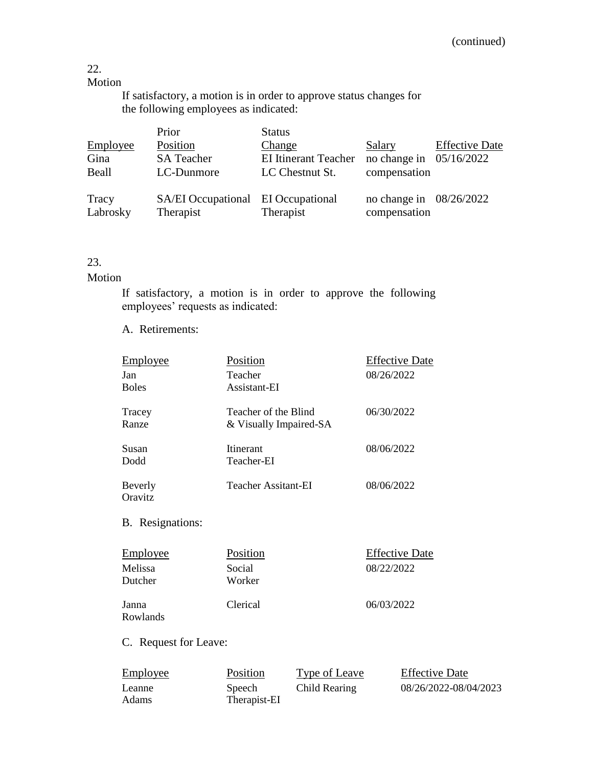(continued)

22.
Motion

If satisfactory, a motion is in order to approve status changes for the following employees as indicated:

| Employee | Prior Position | Status Change | Salary | Effective Date |
|---|---|---|---|---|
| Gina Beall | SA Teacher LC-Dunmore | EI Itinerant Teacher LC Chestnut St. | no change in compensation | 05/16/2022 |
| Tracy Labrosky | SA/EI Occupational Therapist | EI Occupational Therapist | no change in compensation | 08/26/2022 |

23.
Motion

If satisfactory, a motion is in order to approve the following employees' requests as indicated:

A. Retirements:

| Employee | Position | Effective Date |
|---|---|---|
| Jan Boles | Teacher Assistant-EI | 08/26/2022 |
| Tracey Ranze | Teacher of the Blind & Visually Impaired-SA | 06/30/2022 |
| Susan Dodd | Itinerant Teacher-EI | 08/06/2022 |
| Beverly Oravitz | Teacher Assitant-EI | 08/06/2022 |

B. Resignations:

| Employee | Position | Effective Date |
|---|---|---|
| Melissa Dutcher | Social Worker | 08/22/2022 |
| Janna Rowlands | Clerical | 06/03/2022 |

C. Request for Leave:

| Employee | Position | Type of Leave | Effective Date |
|---|---|---|---|
| Leanne Adams | Speech Therapist-EI | Child Rearing | 08/26/2022-08/04/2023 |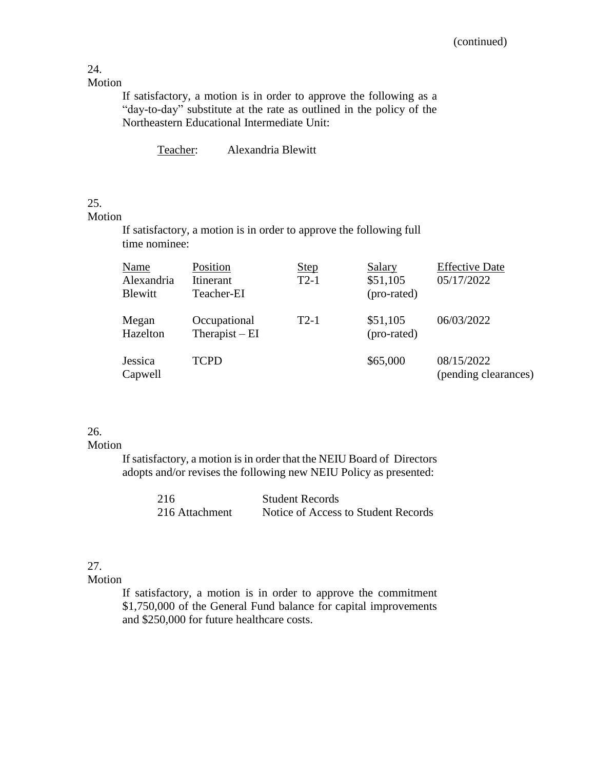(continued)

24.
Motion

If satisfactory, a motion is in order to approve the following as a "day-to-day" substitute at the rate as outlined in the policy of the Northeastern Educational Intermediate Unit:

Teacher: Alexandria Blewitt

25.
Motion

If satisfactory, a motion is in order to approve the following full time nominee:

| Name | Position | Step | Salary | Effective Date |
|---|---|---|---|---|
| Alexandria Blewitt | Itinerant Teacher-EI | T2-1 | $51,105 (pro-rated) | 05/17/2022 |
| Megan Hazelton | Occupational Therapist – EI | T2-1 | $51,105 (pro-rated) | 06/03/2022 |
| Jessica Capwell | TCPD | | $65,000 | 08/15/2022 (pending clearances) |

26.
Motion

If satisfactory, a motion is in order that the NEIU Board of Directors adopts and/or revises the following new NEIU Policy as presented:

| | |
|---|---|
| 216 | Student Records |
| 216 Attachment | Notice of Access to Student Records |

27.
Motion

If satisfactory, a motion is in order to approve the commitment $1,750,000 of the General Fund balance for capital improvements and $250,000 for future healthcare costs.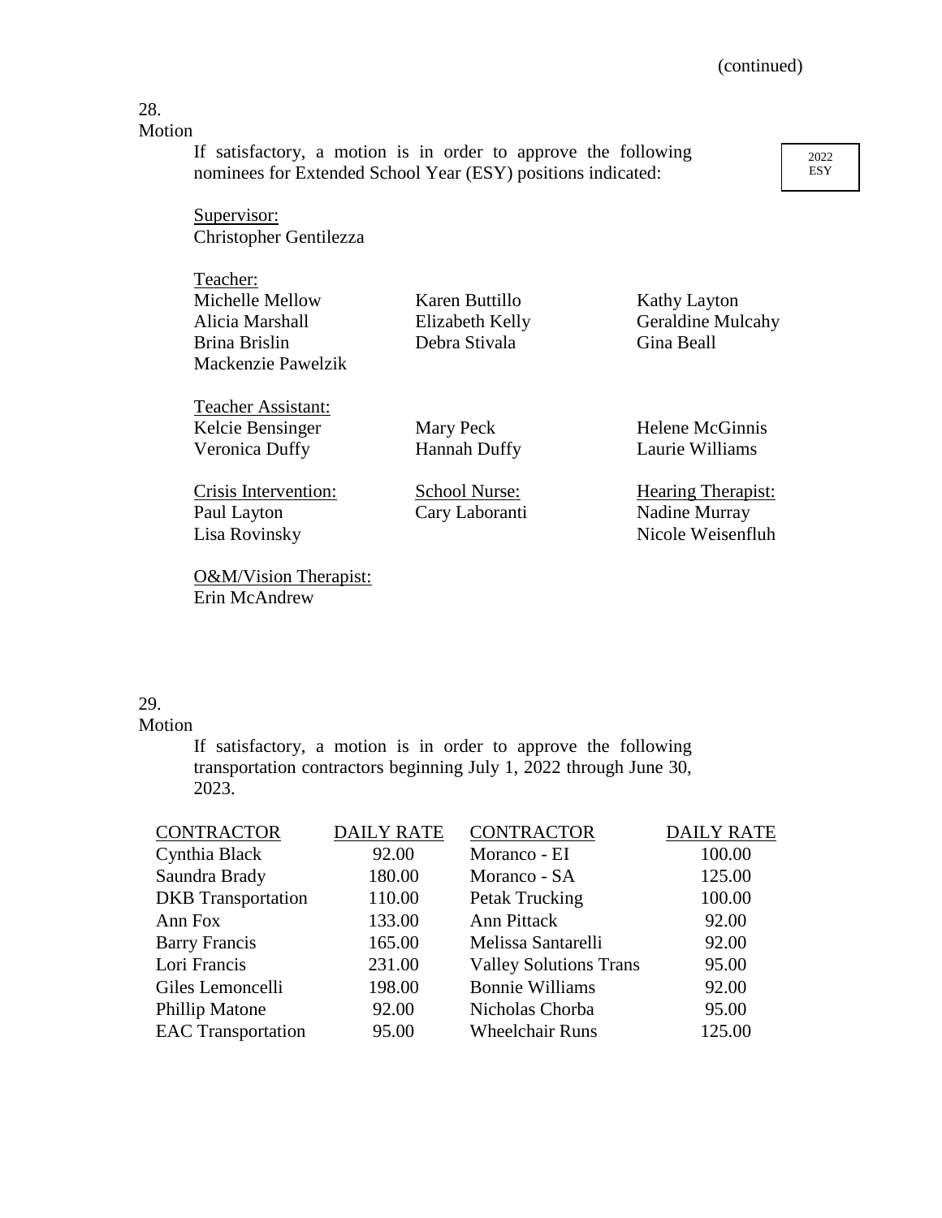(continued)

28.
Motion

If satisfactory, a motion is in order to approve the following nominees for Extended School Year (ESY) positions indicated:

2022 ESY

Supervisor:
Christopher Gentilezza

Teacher:
Michelle Mellow
Karen Buttillo
Kathy Layton
Alicia Marshall
Elizabeth Kelly
Geraldine Mulcahy
Brina Brislin
Debra Stivala
Gina Beall
Mackenzie Pawelzik

Teacher Assistant:
Kelcie Bensinger
Mary Peck
Helene McGinnis
Veronica Duffy
Hannah Duffy
Laurie Williams

Crisis Intervention:
Paul Layton
Lisa Rovinsky

School Nurse:
Cary Laboranti

Hearing Therapist:
Nadine Murray
Nicole Weisenfluh

O&M/Vision Therapist:
Erin McAndrew

29.
Motion

If satisfactory, a motion is in order to approve the following transportation contractors beginning July 1, 2022 through June 30, 2023.

| CONTRACTOR | DAILY RATE | CONTRACTOR | DAILY RATE |
|---|---|---|---|
| Cynthia Black | 92.00 | Moranco - EI | 100.00 |
| Saundra Brady | 180.00 | Moranco - SA | 125.00 |
| DKB Transportation | 110.00 | Petak Trucking | 100.00 |
| Ann Fox | 133.00 | Ann Pittack | 92.00 |
| Barry Francis | 165.00 | Melissa Santarelli | 92.00 |
| Lori Francis | 231.00 | Valley Solutions Trans | 95.00 |
| Giles Lemoncelli | 198.00 | Bonnie Williams | 92.00 |
| Phillip Matone | 92.00 | Nicholas Chorba | 95.00 |
| EAC Transportation | 95.00 | Wheelchair Runs | 125.00 |